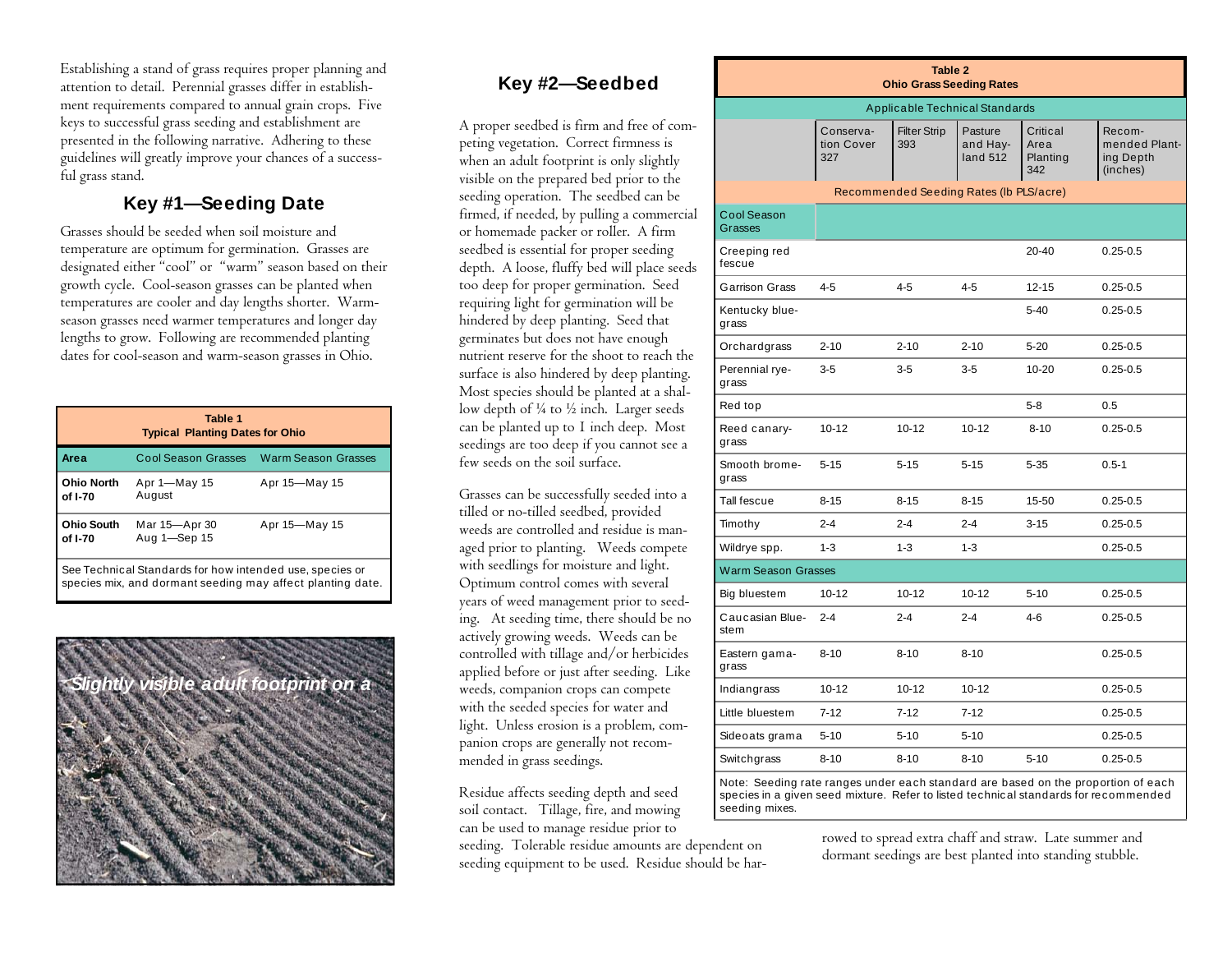Establishing a stand of grass requires proper planning and attention to detail. Perennial grasses differ in establishment requirements compared to annual grain crops. Five keys to successful grass seeding and establishment are presented in the following narrative. Adhering to these guidelines will greatly improve your chances of a successful grass stand.

## Key #1—Seeding Date

Grasses should be seeded when soil moisture and temperature are optimum for germination. Grasses are designated either "cool" or "warm" season based on their growth cycle. Cool-season grasses can be planted when temperatures are cooler and day lengths shorter. Warm-season grasses need warmer temperatures and longer day lengths to grow. Following are recommended planting dates for cool-season and warm-season grasses in Ohio.

**Table 1**
**Typical Planting Dates for Ohio**

| Area | Cool Season Grasses | Warm Season Grasses |
|---|---|---|
| **Ohio North of I-70** | Apr 1—May 15<br>August | Apr 15—May 15 |
| **Ohio South of I-70** | Mar 15—Apr 30<br>Aug 1—Sep 15 | Apr 15—May 15 |

See Technical Standards for how intended use, species or species mix, and dormant seeding may affect planting date.

*Slightly visible adult footprint on a*

## Key #2—Seedbed

A proper seedbed is firm and free of competing vegetation. Correct firmness is when an adult footprint is only slightly visible on the prepared bed prior to the seeding operation. The seedbed can be firmed, if needed, by pulling a commercial or homemade packer or roller. A firm seedbed is essential for proper seeding depth. A loose, fluffy bed will place seeds too deep for proper germination. Seed requiring light for germination will be hindered by deep planting. Seed that germinates but does not have enough nutrient reserve for the shoot to reach the surface is also hindered by deep planting. Most species should be planted at a shallow depth of ¼ to ½ inch. Larger seeds can be planted up to 1 inch deep. Most seedings are too deep if you cannot see a few seeds on the soil surface.

Grasses can be successfully seeded into a tilled or no-tilled seedbed, provided weeds are controlled and residue is managed prior to planting. Weeds compete with seedlings for moisture and light. Optimum control comes with several years of weed management prior to seeding. At seeding time, there should be no actively growing weeds. Weeds can be controlled with tillage and/or herbicides applied before or just after seeding. Like weeds, companion crops can compete with the seeded species for water and light. Unless erosion is a problem, companion crops are generally not recommended in grass seedings.

Residue affects seeding depth and seed soil contact. Tillage, fire, and mowing can be used to manage residue prior to seeding. Tolerable residue amounts are dependent on seeding equipment to be used. Residue should be harrowed to spread extra chaff and straw. Late summer and dormant seedings are best planted into standing stubble.

**Table 2**
**Ohio Grass Seeding Rates**

| | Conservation Cover 327 | Filter Strip 393 | Pasture and Hayland 512 | Critical Area Planting 342 | Recommended Planting Depth (inches) |
|---|---|---|---|---|---|
| | Applicable Technical Standards | | | | |
| | Recommended Seeding Rates (lb PLS/acre) | | | | |
| **Cool Season Grasses** | | | | | |
| Creeping red fescue | | | | 20-40 | 0.25-0.5 |
| Garrison Grass | 4-5 | 4-5 | 4-5 | 12-15 | 0.25-0.5 |
| Kentucky bluegrass | | | | 5-40 | 0.25-0.5 |
| Orchardgrass | 2-10 | 2-10 | 2-10 | 5-20 | 0.25-0.5 |
| Perennial ryegrass | 3-5 | 3-5 | 3-5 | 10-20 | 0.25-0.5 |
| Red top | | | | 5-8 | 0.5 |
| Reed canarygrass | 10-12 | 10-12 | 10-12 | 8-10 | 0.25-0.5 |
| Smooth bromegrass | 5-15 | 5-15 | 5-15 | 5-35 | 0.5-1 |
| Tall fescue | 8-15 | 8-15 | 8-15 | 15-50 | 0.25-0.5 |
| Timothy | 2-4 | 2-4 | 2-4 | 3-15 | 0.25-0.5 |
| Wildrye spp. | 1-3 | 1-3 | 1-3 | | 0.25-0.5 |
| **Warm Season Grasses** | | | | | |
| Big bluestem | 10-12 | 10-12 | 10-12 | 5-10 | 0.25-0.5 |
| Caucasian Bluestem | 2-4 | 2-4 | 2-4 | 4-6 | 0.25-0.5 |
| Eastern gamagrass | 8-10 | 8-10 | 8-10 | | 0.25-0.5 |
| Indiangrass | 10-12 | 10-12 | 10-12 | | 0.25-0.5 |
| Little bluestem | 7-12 | 7-12 | 7-12 | | 0.25-0.5 |
| Sideoats grama | 5-10 | 5-10 | 5-10 | | 0.25-0.5 |
| Switchgrass | 8-10 | 8-10 | 8-10 | 5-10 | 0.25-0.5 |

Note: Seeding rate ranges under each standard are based on the proportion of each species in a given seed mixture. Refer to listed technical standards for recommended seeding mixes.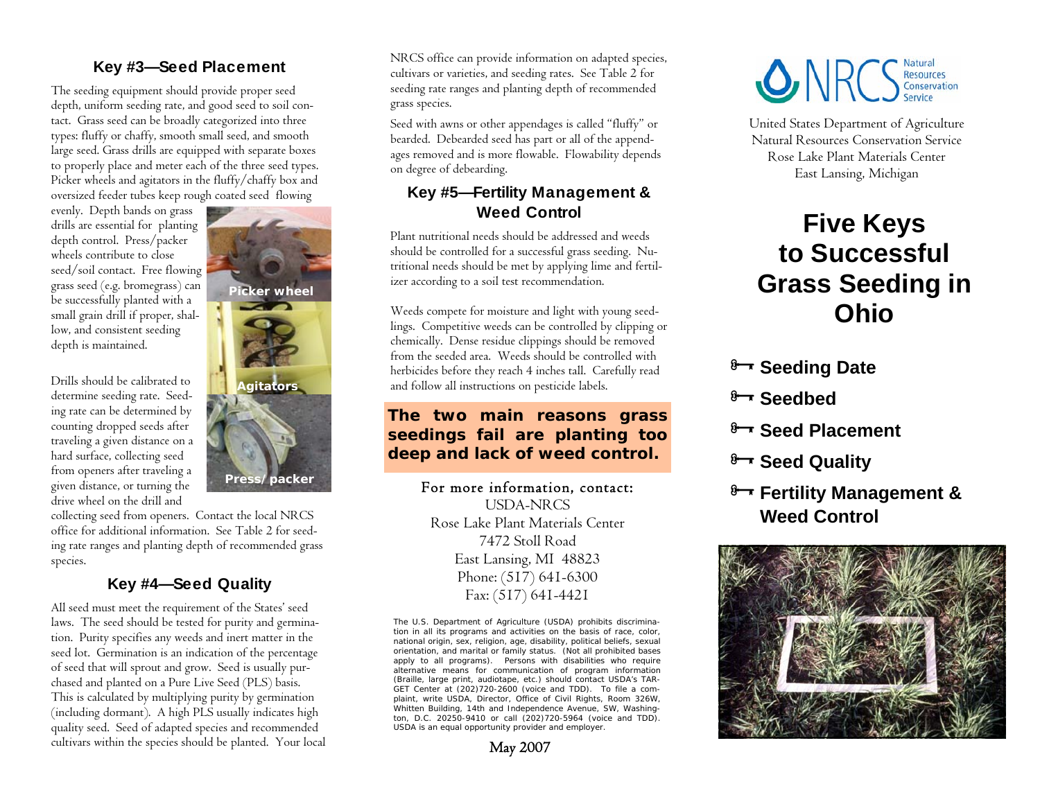## Key #3—Seed Placement

The seeding equipment should provide proper seed depth, uniform seeding rate, and good seed to soil contact. Grass seed can be broadly categorized into three types: fluffy or chaffy, smooth small seed, and smooth large seed. Grass drills are equipped with separate boxes to properly place and meter each of the three seed types. Picker wheels and agitators in the fluffy/chaffy box and oversized feeder tubes keep rough coated seed flowing evenly. Depth bands on grass drills are essential for planting depth control. Press/packer wheels contribute to close seed/soil contact. Free flowing grass seed (e.g. bromegrass) can be successfully planted with a small grain drill if proper, shallow, and consistent seeding depth is maintained.

Picker wheel

Agitators

Press/packer

Drills should be calibrated to determine seeding rate. Seeding rate can be determined by counting dropped seeds after traveling a given distance on a hard surface, collecting seed from openers after traveling a given distance, or turning the drive wheel on the drill and collecting seed from openers. Contact the local NRCS office for additional information. See Table 2 for seeding rate ranges and planting depth of recommended grass species.

## Key #4—Seed Quality

All seed must meet the requirement of the States' seed laws. The seed should be tested for purity and germination. Purity specifies any weeds and inert matter in the seed lot. Germination is an indication of the percentage of seed that will sprout and grow. Seed is usually purchased and planted on a Pure Live Seed (PLS) basis. This is calculated by multiplying purity by germination (including dormant). A high PLS usually indicates high quality seed. Seed of adapted species and recommended cultivars within the species should be planted. Your local NRCS office can provide information on adapted species, cultivars or varieties, and seeding rates. See Table 2 for seeding rate ranges and planting depth of recommended grass species.

Seed with awns or other appendages is called "fluffy" or bearded. Debearded seed has part or all of the appendages removed and is more flowable. Flowability depends on degree of debearding.

## Key #5—Fertility Management & Weed Control

Plant nutritional needs should be addressed and weeds should be controlled for a successful grass seeding. Nutritional needs should be met by applying lime and fertilizer according to a soil test recommendation.

Weeds compete for moisture and light with young seedlings. Competitive weeds can be controlled by clipping or chemically. Dense residue clippings should be removed from the seeded area. Weeds should be controlled with herbicides before they reach 4 inches tall. Carefully read and follow all instructions on pesticide labels.

**The two main reasons grass seedings fail are planting too deep and lack of weed control.**

For more information, contact:
USDA-NRCS
Rose Lake Plant Materials Center
7472 Stoll Road
East Lansing, MI 48823
Phone: (517) 641-6300
Fax: (517) 641-4421

The U.S. Department of Agriculture (USDA) prohibits discrimination in all its programs and activities on the basis of race, color, national origin, sex, religion, age, disability, political beliefs, sexual orientation, and marital or family status. (Not all prohibited bases apply to all programs). Persons with disabilities who require alternative means for communication of program information (Braille, large print, audiotape, etc.) should contact USDA's TARGET Center at (202)720-2600 (voice and TDD). To file a complaint, write USDA, Director, Office of Civil Rights, Room 326W, Whitten Building, 14th and Independence Avenue, SW, Washington, D.C. 20250-9410 or call (202)720-5964 (voice and TDD). USDA is an equal opportunity provider and employer.

May 2007

NRCS Natural Resources Conservation Service

United States Department of Agriculture
Natural Resources Conservation Service
Rose Lake Plant Materials Center
East Lansing, Michigan

# Five Keys to Successful Grass Seeding in Ohio

- **Seeding Date**
- **Seedbed**
- **Seed Placement**
- **Seed Quality**
- **Fertility Management & Weed Control**